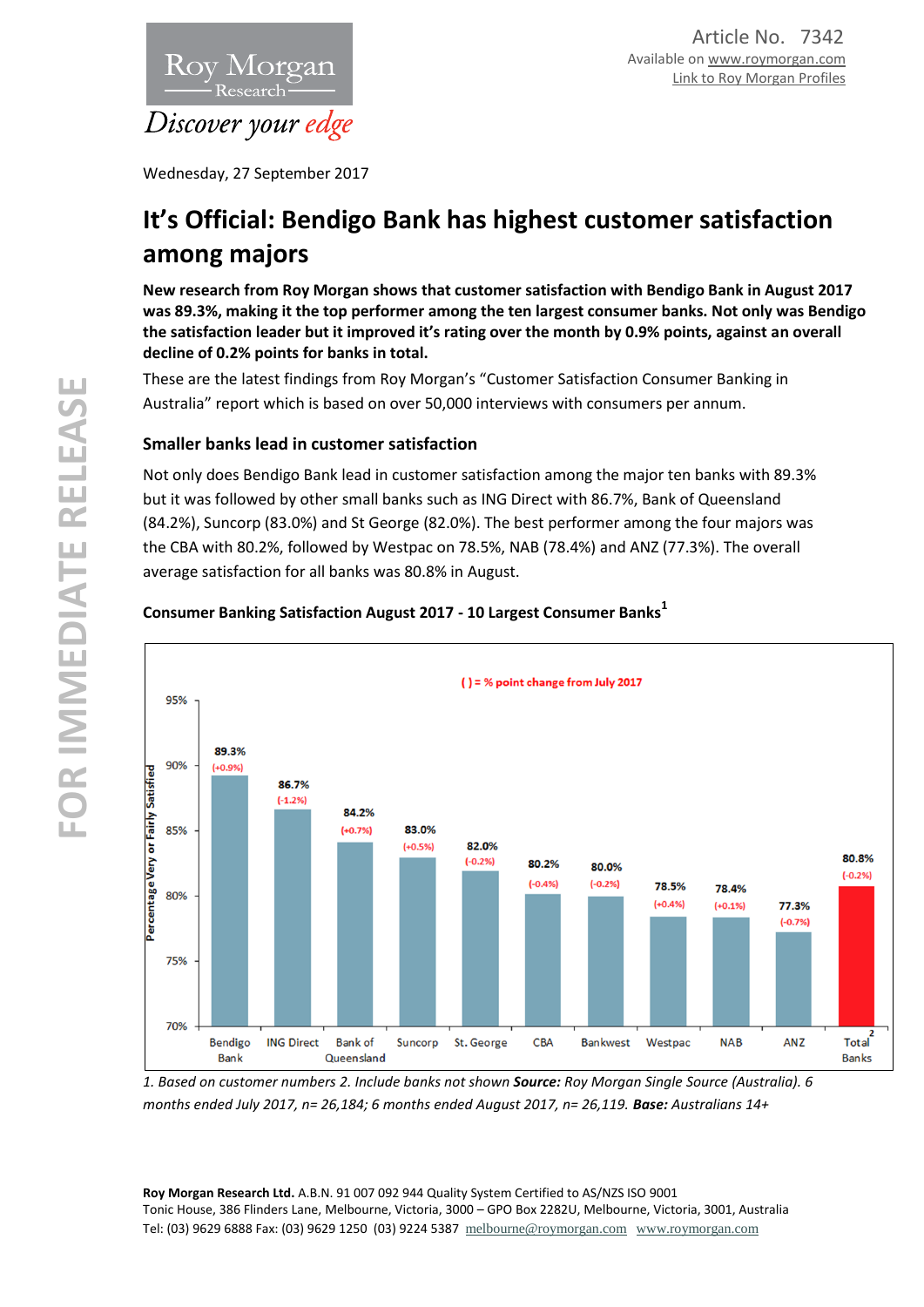Article No. 7342
Available on www.roymorgan.com
Link to Roy Morgan Profiles

Wednesday, 27 September 2017

# It's Official: Bendigo Bank has highest customer satisfaction among majors

**New research from Roy Morgan shows that customer satisfaction with Bendigo Bank in August 2017 was 89.3%, making it the top performer among the ten largest consumer banks. Not only was Bendigo the satisfaction leader but it improved it's rating over the month by 0.9% points, against an overall decline of 0.2% points for banks in total.**

These are the latest findings from Roy Morgan's "Customer Satisfaction Consumer Banking in Australia" report which is based on over 50,000 interviews with consumers per annum.

## Smaller banks lead in customer satisfaction

Not only does Bendigo Bank lead in customer satisfaction among the major ten banks with 89.3% but it was followed by other small banks such as ING Direct with 86.7%, Bank of Queensland (84.2%), Suncorp (83.0%) and St George (82.0%). The best performer among the four majors was the CBA with 80.2%, followed by Westpac on 78.5%, NAB (78.4%) and ANZ (77.3%). The overall average satisfaction for all banks was 80.8% in August.

**Consumer Banking Satisfaction August 2017 - 10 Largest Consumer Banks[1]**

( ) = % point change from July 2017

| Bank | Percentage Very or Fairly Satisfied | Change from July 2017 |
|---|---|---|
| Bendigo Bank | 89.3% | (+0.9%) |
| ING Direct | 86.7% | (-1.2%) |
| Bank of Queensland | 84.2% | (+0.7%) |
| Suncorp | 83.0% | (+0.5%) |
| St. George | 82.0% | (-0.2%) |
| CBA | 80.2% | (-0.4%) |
| Bankwest | 80.0% | (-0.2%) |
| Westpac | 78.5% | (+0.4%) |
| NAB | 78.4% | (+0.1%) |
| ANZ | 77.3% | (-0.7%) |
| Total Banks[2] | 80.8% | (-0.2%) |

*1. Based on customer numbers 2. Include banks not shown* ***Source:*** *Roy Morgan Single Source (Australia). 6 months ended July 2017, n= 26,184; 6 months ended August 2017, n= 26,119.* ***Base:*** *Australians 14+*

**Roy Morgan Research Ltd.** A.B.N. 91 007 092 944 Quality System Certified to AS/NZS ISO 9001
Tonic House, 386 Flinders Lane, Melbourne, Victoria, 3000 – GPO Box 2282U, Melbourne, Victoria, 3001, Australia
Tel: (03) 9629 6888 Fax: (03) 9629 1250 (03) 9224 5387 melbourne@roymorgan.com www.roymorgan.com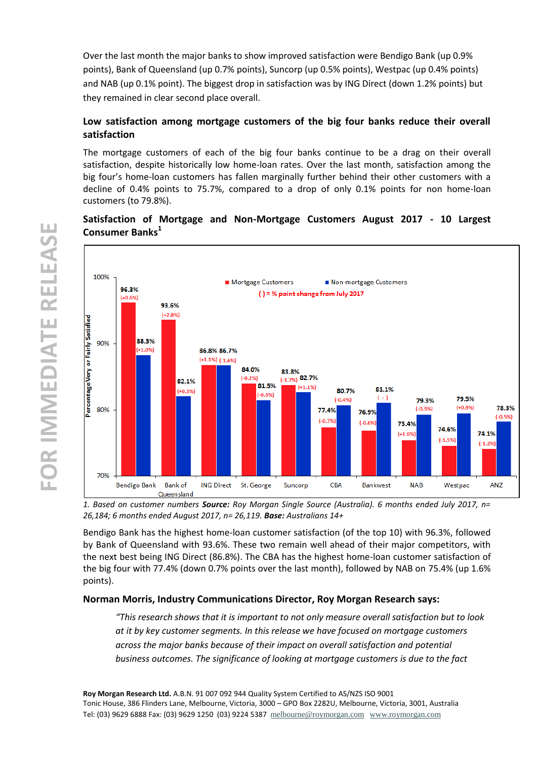Over the last month the major banks to show improved satisfaction were Bendigo Bank (up 0.9% points), Bank of Queensland (up 0.7% points), Suncorp (up 0.5% points), Westpac (up 0.4% points) and NAB (up 0.1% point). The biggest drop in satisfaction was by ING Direct (down 1.2% points) but they remained in clear second place overall.

## Low satisfaction among mortgage customers of the big four banks reduce their overall satisfaction

The mortgage customers of each of the big four banks continue to be a drag on their overall satisfaction, despite historically low home-loan rates. Over the last month, satisfaction among the big four's home-loan customers has fallen marginally further behind their other customers with a decline of 0.4% points to 75.7%, compared to a drop of only 0.1% points for non home-loan customers (to 79.8%).

### Satisfaction of Mortgage and Non-Mortgage Customers August 2017 - 10 Largest Consumer Banks[1]

Percentage Very or Fairly Satisfied. ( ) = % point change from July 2017

| Bank | Mortgage Customers | Non-mortgage Customers |
|---|---|---|
| Bendigo Bank | 96.3% (+0.6%) | 88.3% (+1.0%) |
| Bank of Queensland | 93.6% (+2.8%) | 82.1% (+0.3%) |
| ING Direct | 86.8% (+1.1%) | 86.7% (-1.6%) |
| St. George | 84.0% (-0.2%) | 81.5% (-0.3%) |
| Suncorp | 83.8% (-1.7%) | 82.7% (+1.1%) |
| CBA | 77.4% (-0.7%) | 80.7% (-0.4%) |
| Bankwest | 76.9% (-0.6%) | 81.1% ( - ) |
| NAB | 75.4% (+1.6%) | 79.3% (-0.3%) |
| Westpac | 74.6% (-1.5%) | 79.5% (+0.9%) |
| ANZ | 74.1% (-1.2%) | 78.3% (-0.5%) |

*1. Based on customer numbers* ***Source:*** *Roy Morgan Single Source (Australia). 6 months ended July 2017, n= 26,184; 6 months ended August 2017, n= 26,119.* ***Base:*** *Australians 14+*

Bendigo Bank has the highest home-loan customer satisfaction (of the top 10) with 96.3%, followed by Bank of Queensland with 93.6%. These two remain well ahead of their major competitors, with the next best being ING Direct (86.8%). The CBA has the highest home-loan customer satisfaction of the big four with 77.4% (down 0.7% points over the last month), followed by NAB on 75.4% (up 1.6% points).

**Norman Morris, Industry Communications Director, Roy Morgan Research says:**

> *"This research shows that it is important to not only measure overall satisfaction but to look at it by key customer segments. In this release we have focused on mortgage customers across the major banks because of their impact on overall satisfaction and potential business outcomes. The significance of looking at mortgage customers is due to the fact*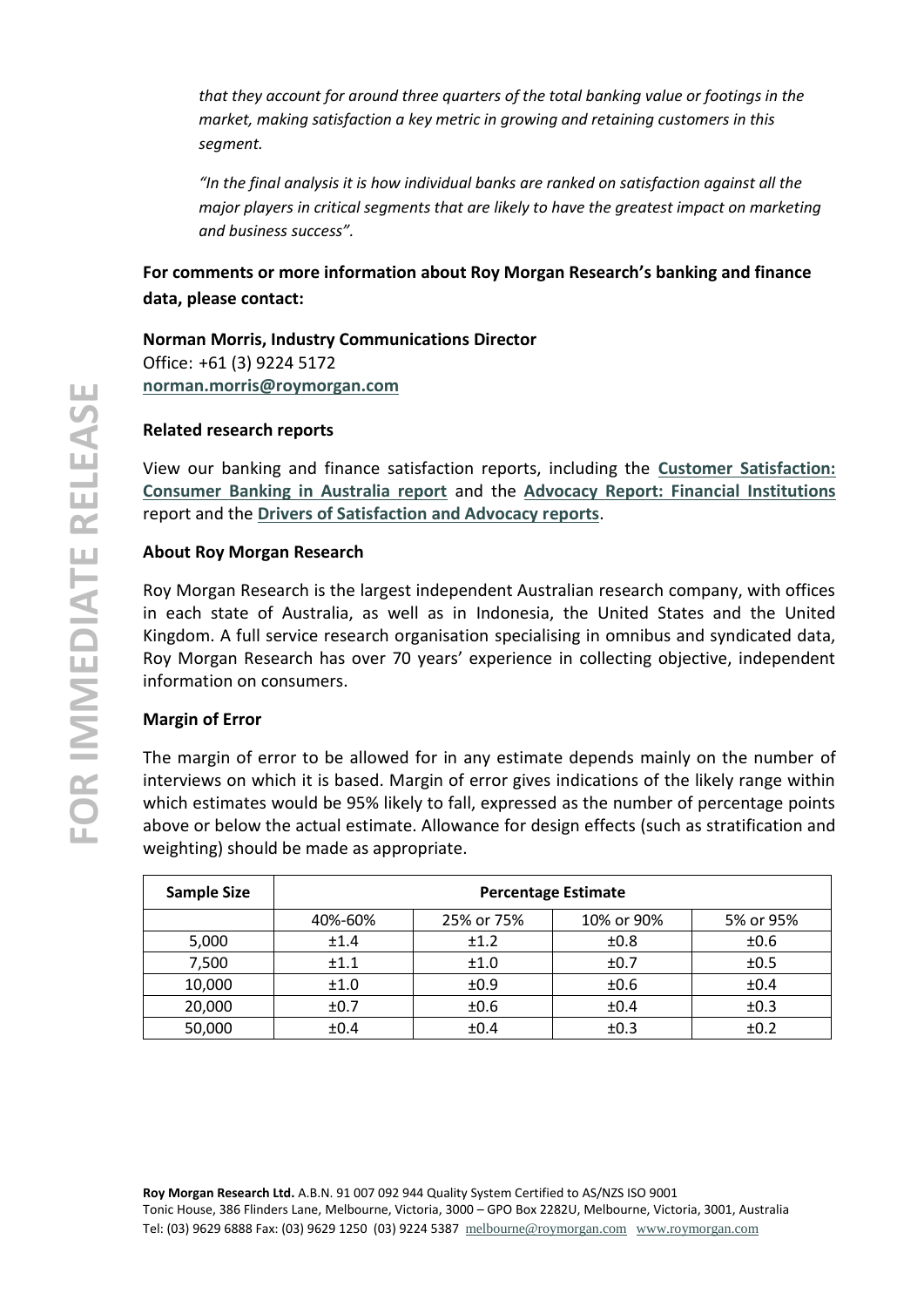*that they account for around three quarters of the total banking value or footings in the market, making satisfaction a key metric in growing and retaining customers in this segment.*

*"In the final analysis it is how individual banks are ranked on satisfaction against all the major players in critical segments that are likely to have the greatest impact on marketing and business success".*

**For comments or more information about Roy Morgan Research's banking and finance data, please contact:**

**Norman Morris, Industry Communications Director**
Office: +61 (3) 9224 5172
**norman.morris@roymorgan.com**

**Related research reports**

View our banking and finance satisfaction reports, including the **Customer Satisfaction: Consumer Banking in Australia report** and the **Advocacy Report: Financial Institutions** report and the **Drivers of Satisfaction and Advocacy reports**.

**About Roy Morgan Research**

Roy Morgan Research is the largest independent Australian research company, with offices in each state of Australia, as well as in Indonesia, the United States and the United Kingdom. A full service research organisation specialising in omnibus and syndicated data, Roy Morgan Research has over 70 years' experience in collecting objective, independent information on consumers.

**Margin of Error**

The margin of error to be allowed for in any estimate depends mainly on the number of interviews on which it is based. Margin of error gives indications of the likely range within which estimates would be 95% likely to fall, expressed as the number of percentage points above or below the actual estimate. Allowance for design effects (such as stratification and weighting) should be made as appropriate.

| Sample Size | Percentage Estimate | | | |
|---|---|---|---|---|
| | 40%-60% | 25% or 75% | 10% or 90% | 5% or 95% |
| 5,000 | ±1.4 | ±1.2 | ±0.8 | ±0.6 |
| 7,500 | ±1.1 | ±1.0 | ±0.7 | ±0.5 |
| 10,000 | ±1.0 | ±0.9 | ±0.6 | ±0.4 |
| 20,000 | ±0.7 | ±0.6 | ±0.4 | ±0.3 |
| 50,000 | ±0.4 | ±0.4 | ±0.3 | ±0.2 |